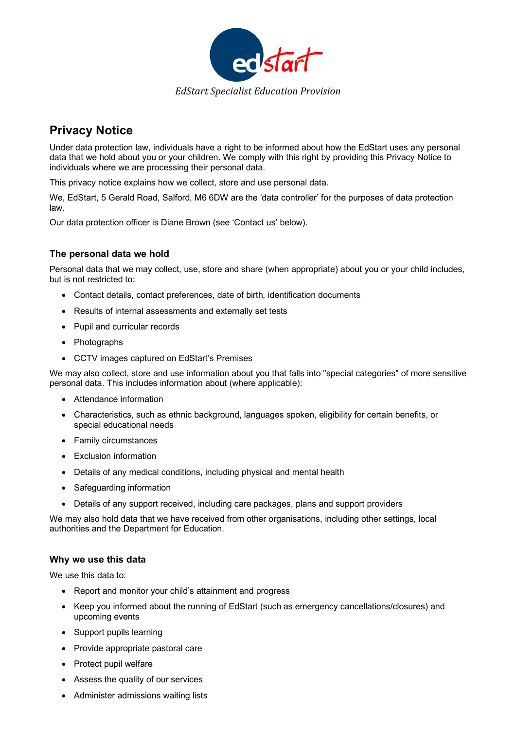*EdStart Specialist Education Provision*

# Privacy Notice

Under data protection law, individuals have a right to be informed about how the EdStart uses any personal data that we hold about you or your children. We comply with this right by providing this Privacy Notice to individuals where we are processing their personal data.

This privacy notice explains how we collect, store and use personal data.

We, EdStart, 5 Gerald Road, Salford, M6 6DW are the 'data controller' for the purposes of data protection law.

Our data protection officer is Diane Brown (see 'Contact us' below).

## The personal data we hold

Personal data that we may collect, use, store and share (when appropriate) about you or your child includes, but is not restricted to:

- Contact details, contact preferences, date of birth, identification documents
- Results of internal assessments and externally set tests
- Pupil and curricular records
- Photographs
- CCTV images captured on EdStart's Premises

We may also collect, store and use information about you that falls into "special categories" of more sensitive personal data. This includes information about (where applicable):

- Attendance information
- Characteristics, such as ethnic background, languages spoken, eligibility for certain benefits, or special educational needs
- Family circumstances
- Exclusion information
- Details of any medical conditions, including physical and mental health
- Safeguarding information
- Details of any support received, including care packages, plans and support providers

We may also hold data that we have received from other organisations, including other settings, local authorities and the Department for Education.

## Why we use this data

We use this data to:

- Report and monitor your child's attainment and progress
- Keep you informed about the running of EdStart (such as emergency cancellations/closures) and upcoming events
- Support pupils learning
- Provide appropriate pastoral care
- Protect pupil welfare
- Assess the quality of our services
- Administer admissions waiting lists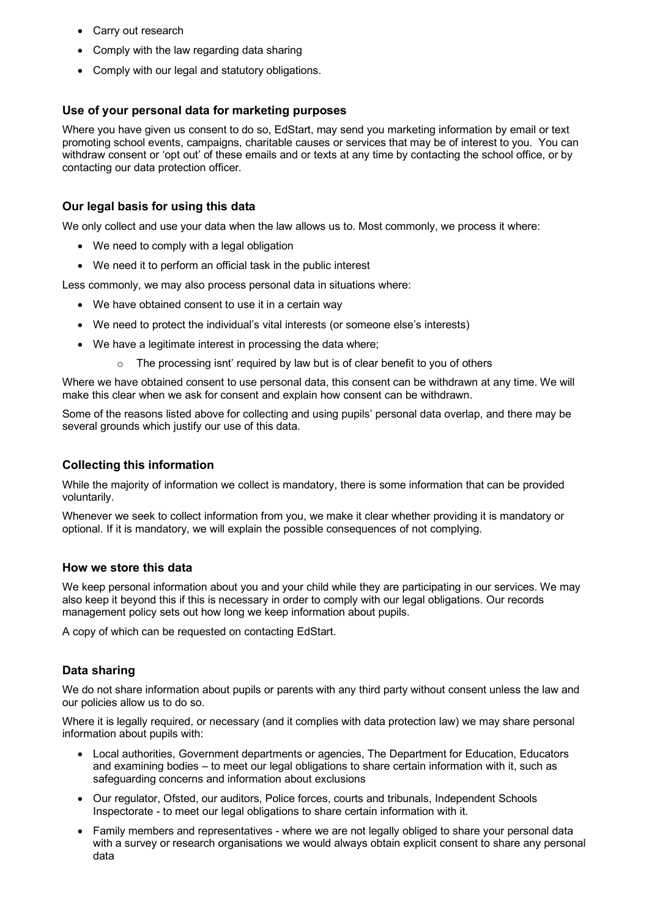- Carry out research
- Comply with the law regarding data sharing
- Comply with our legal and statutory obligations.

### Use of your personal data for marketing purposes

Where you have given us consent to do so, EdStart, may send you marketing information by email or text promoting school events, campaigns, charitable causes or services that may be of interest to you. You can withdraw consent or 'opt out' of these emails and or texts at any time by contacting the school office, or by contacting our data protection officer.

### Our legal basis for using this data

We only collect and use your data when the law allows us to. Most commonly, we process it where:

- We need to comply with a legal obligation
- We need it to perform an official task in the public interest

Less commonly, we may also process personal data in situations where:

- We have obtained consent to use it in a certain way
- We need to protect the individual's vital interests (or someone else's interests)
- We have a legitimate interest in processing the data where;
    - The processing isnt' required by law but is of clear benefit to you of others

Where we have obtained consent to use personal data, this consent can be withdrawn at any time. We will make this clear when we ask for consent and explain how consent can be withdrawn.

Some of the reasons listed above for collecting and using pupils' personal data overlap, and there may be several grounds which justify our use of this data.

### Collecting this information

While the majority of information we collect is mandatory, there is some information that can be provided voluntarily.

Whenever we seek to collect information from you, we make it clear whether providing it is mandatory or optional. If it is mandatory, we will explain the possible consequences of not complying.

### How we store this data

We keep personal information about you and your child while they are participating in our services. We may also keep it beyond this if this is necessary in order to comply with our legal obligations. Our records management policy sets out how long we keep information about pupils.

A copy of which can be requested on contacting EdStart.

### Data sharing

We do not share information about pupils or parents with any third party without consent unless the law and our policies allow us to do so.

Where it is legally required, or necessary (and it complies with data protection law) we may share personal information about pupils with:

- Local authorities, Government departments or agencies, The Department for Education, Educators and examining bodies – to meet our legal obligations to share certain information with it, such as safeguarding concerns and information about exclusions
- Our regulator, Ofsted, our auditors, Police forces, courts and tribunals, Independent Schools Inspectorate - to meet our legal obligations to share certain information with it.
- Family members and representatives - where we are not legally obliged to share your personal data with a survey or research organisations we would always obtain explicit consent to share any personal data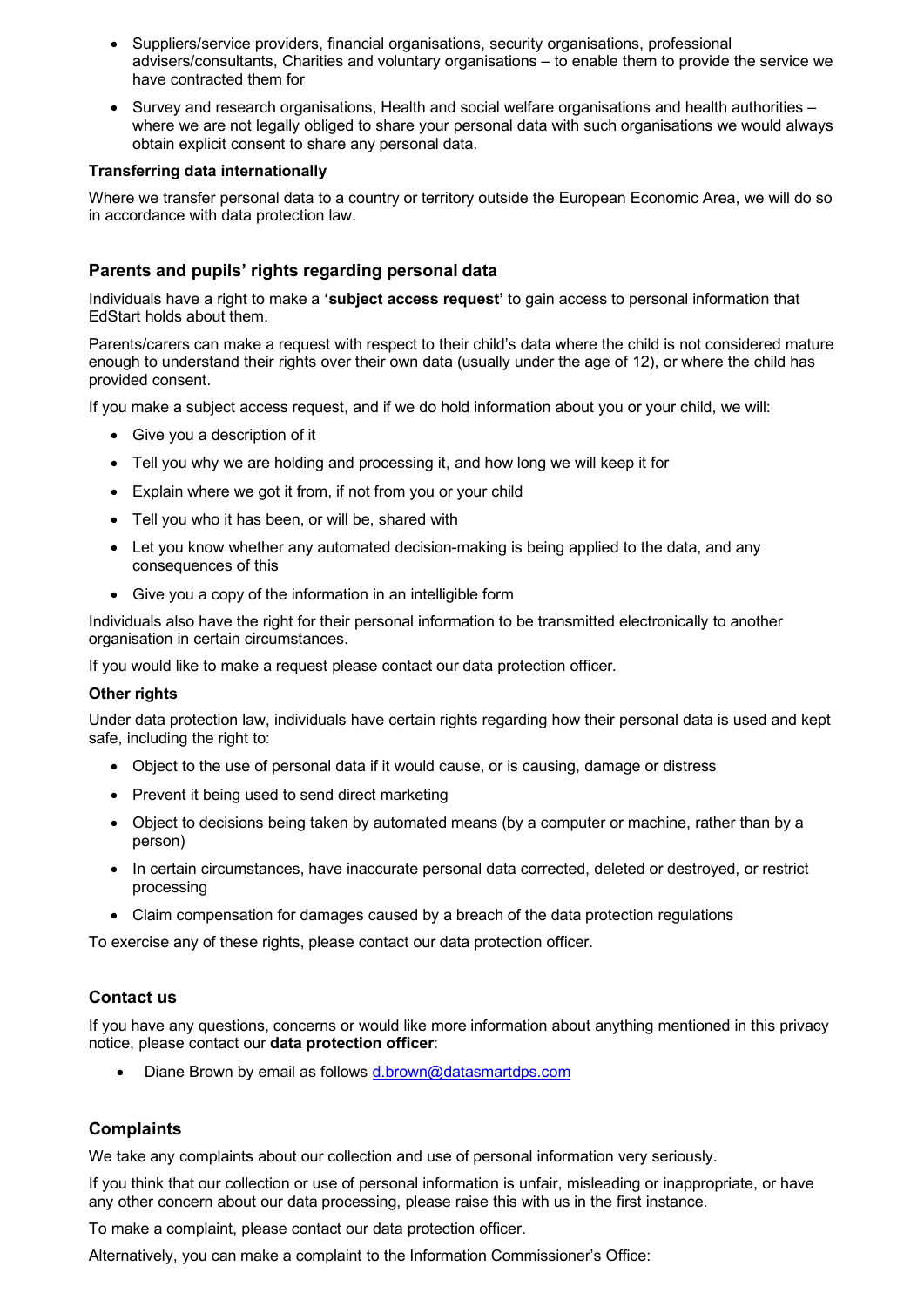- Suppliers/service providers, financial organisations, security organisations, professional advisers/consultants, Charities and voluntary organisations – to enable them to provide the service we have contracted them for
- Survey and research organisations, Health and social welfare organisations and health authorities – where we are not legally obliged to share your personal data with such organisations we would always obtain explicit consent to share any personal data.

**Transferring data internationally**

Where we transfer personal data to a country or territory outside the European Economic Area, we will do so in accordance with data protection law.

## Parents and pupils' rights regarding personal data

Individuals have a right to make a **'subject access request'** to gain access to personal information that EdStart holds about them.

Parents/carers can make a request with respect to their child's data where the child is not considered mature enough to understand their rights over their own data (usually under the age of 12), or where the child has provided consent.

If you make a subject access request, and if we do hold information about you or your child, we will:

- Give you a description of it
- Tell you why we are holding and processing it, and how long we will keep it for
- Explain where we got it from, if not from you or your child
- Tell you who it has been, or will be, shared with
- Let you know whether any automated decision-making is being applied to the data, and any consequences of this
- Give you a copy of the information in an intelligible form

Individuals also have the right for their personal information to be transmitted electronically to another organisation in certain circumstances.

If you would like to make a request please contact our data protection officer.

**Other rights**

Under data protection law, individuals have certain rights regarding how their personal data is used and kept safe, including the right to:

- Object to the use of personal data if it would cause, or is causing, damage or distress
- Prevent it being used to send direct marketing
- Object to decisions being taken by automated means (by a computer or machine, rather than by a person)
- In certain circumstances, have inaccurate personal data corrected, deleted or destroyed, or restrict processing
- Claim compensation for damages caused by a breach of the data protection regulations

To exercise any of these rights, please contact our data protection officer.

## Contact us

If you have any questions, concerns or would like more information about anything mentioned in this privacy notice, please contact our **data protection officer**:

- Diane Brown by email as follows d.brown@datasmartdps.com

## Complaints

We take any complaints about our collection and use of personal information very seriously.

If you think that our collection or use of personal information is unfair, misleading or inappropriate, or have any other concern about our data processing, please raise this with us in the first instance.

To make a complaint, please contact our data protection officer.

Alternatively, you can make a complaint to the Information Commissioner's Office: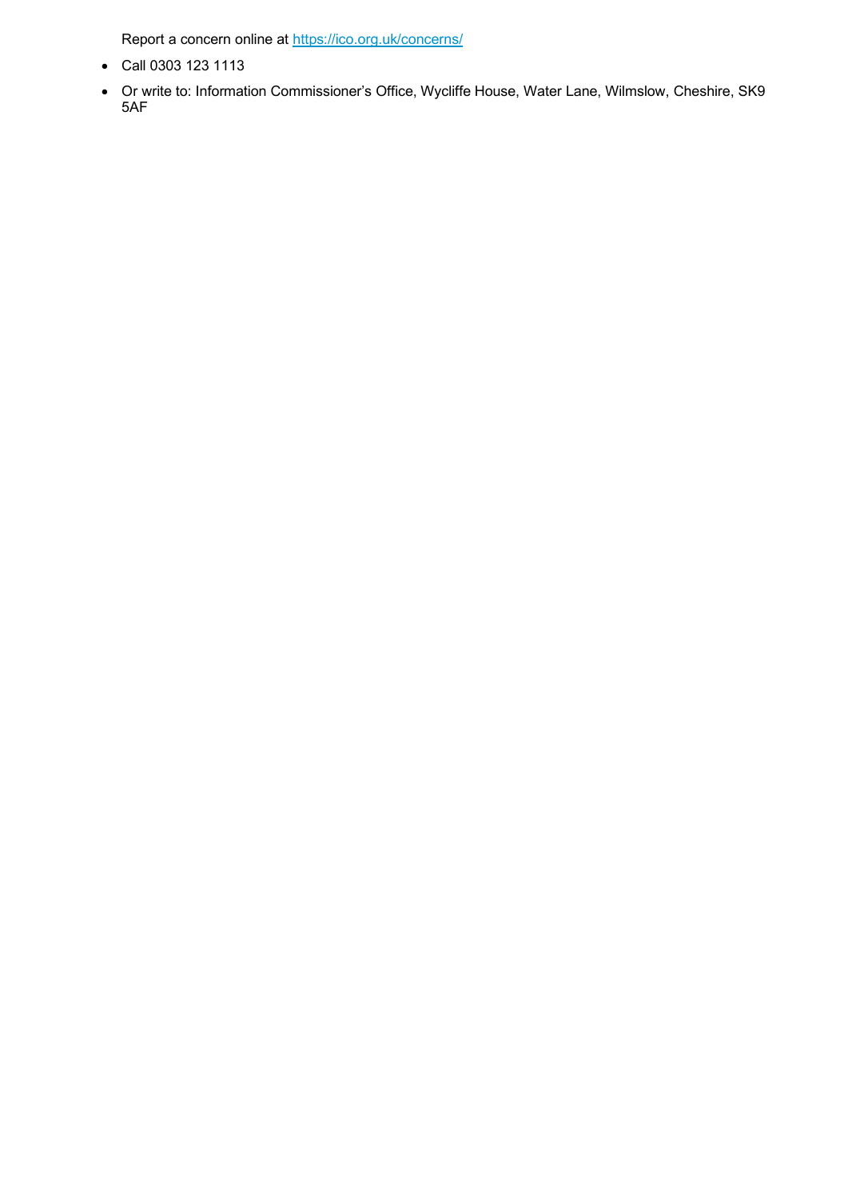Report a concern online at [https://ico.org.uk/concerns/](https://ico.org.uk/concerns/)

- Call 0303 123 1113
- Or write to: Information Commissioner's Office, Wycliffe House, Water Lane, Wilmslow, Cheshire, SK9 5AF